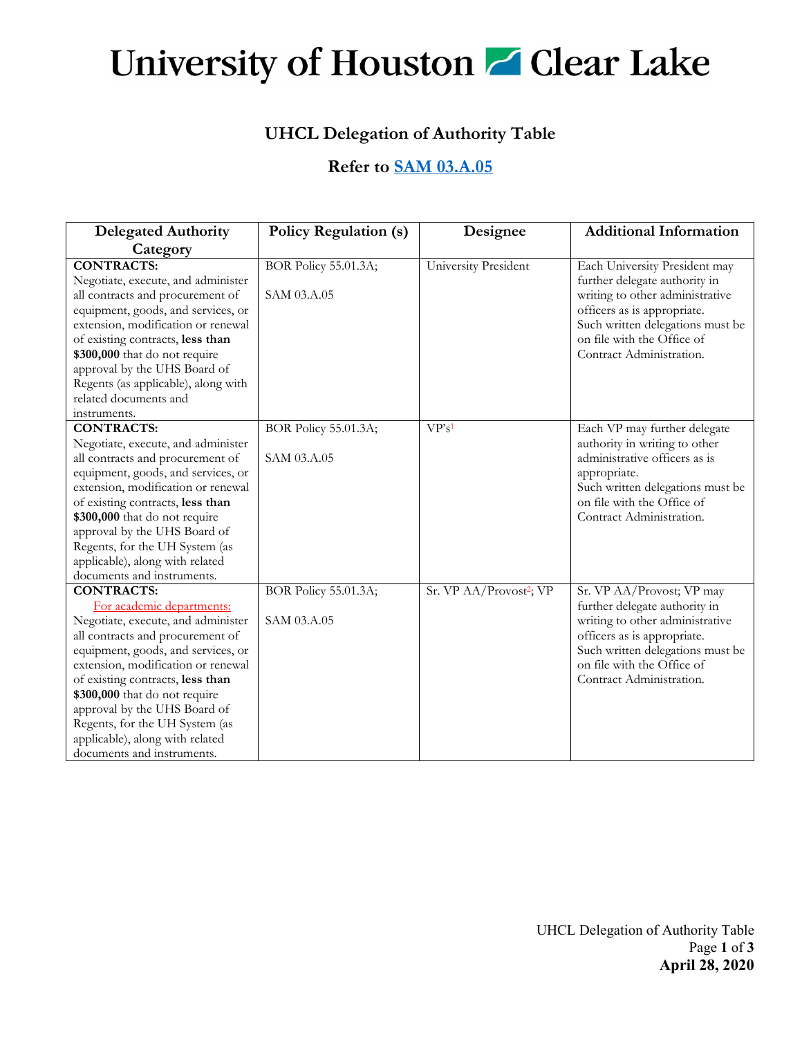# University of Houston Clear Lake

## UHCL Delegation of Authority Table

### Refer to SAM 03.A.05

| Delegated Authority Category | Policy Regulation (s) | Designee | Additional Information |
|---|---|---|---|
| **CONTRACTS:** Negotiate, execute, and administer all contracts and procurement of equipment, goods, and services, or extension, modification or renewal of existing contracts, **less than $300,000** that do not require approval by the UHS Board of Regents (as applicable), along with related documents and instruments. | BOR Policy 55.01.3A; SAM 03.A.05 | University President | Each University President may further delegate authority in writing to other administrative officers as is appropriate. Such written delegations must be on file with the Office of Contract Administration. |
| **CONTRACTS:** Negotiate, execute, and administer all contracts and procurement of equipment, goods, and services, or extension, modification or renewal of existing contracts, **less than $300,000** that do not require approval by the UHS Board of Regents, for the UH System (as applicable), along with related documents and instruments. | BOR Policy 55.01.3A; SAM 03.A.05 | VP's[1] | Each VP may further delegate authority in writing to other administrative officers as is appropriate. Such written delegations must be on file with the Office of Contract Administration. |
| **CONTRACTS:** For academic departments: Negotiate, execute, and administer all contracts and procurement of equipment, goods, and services, or extension, modification or renewal of existing contracts, **less than $300,000** that do not require approval by the UHS Board of Regents, for the UH System (as applicable), along with related documents and instruments. | BOR Policy 55.01.3A; SAM 03.A.05 | Sr. VP AA/Provost[2]; VP | Sr. VP AA/Provost; VP may further delegate authority in writing to other administrative officers as is appropriate. Such written delegations must be on file with the Office of Contract Administration. |

**April 28, 2020**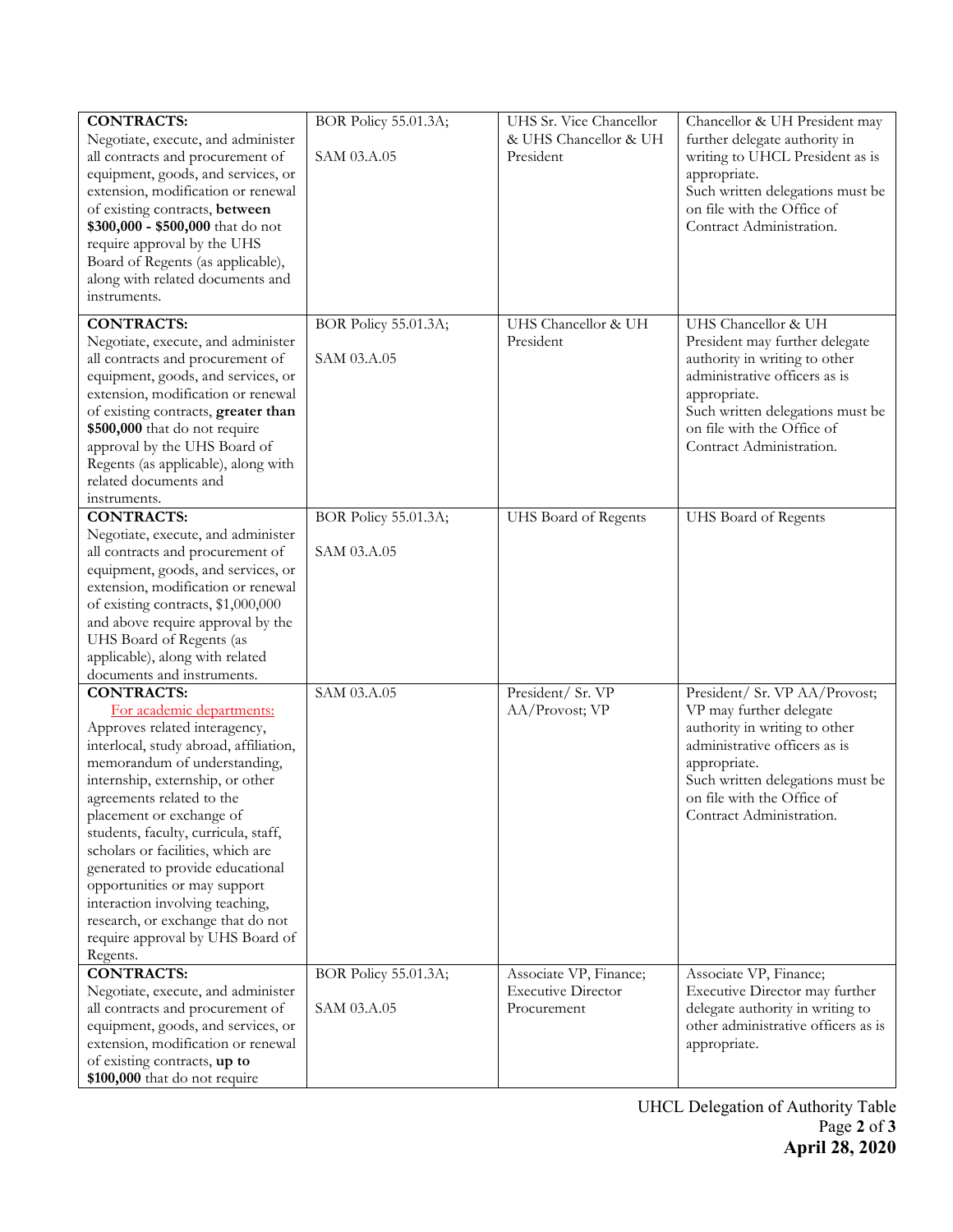| | | | |
|---|---|---|---|
| **CONTRACTS:** Negotiate, execute, and administer all contracts and procurement of equipment, goods, and services, or extension, modification or renewal of existing contracts, **between $300,000 - $500,000** that do not require approval by the UHS Board of Regents (as applicable), along with related documents and instruments. | BOR Policy 55.01.3A; SAM 03.A.05 | UHS Sr. Vice Chancellor & UHS Chancellor & UH President | Chancellor & UH President may further delegate authority in writing to UHCL President as is appropriate. Such written delegations must be on file with the Office of Contract Administration. |
| **CONTRACTS:** Negotiate, execute, and administer all contracts and procurement of equipment, goods, and services, or extension, modification or renewal of existing contracts, **greater than $500,000** that do not require approval by the UHS Board of Regents (as applicable), along with related documents and instruments. | BOR Policy 55.01.3A; SAM 03.A.05 | UHS Chancellor & UH President | UHS Chancellor & UH President may further delegate authority in writing to other administrative officers as is appropriate. Such written delegations must be on file with the Office of Contract Administration. |
| **CONTRACTS:** Negotiate, execute, and administer all contracts and procurement of equipment, goods, and services, or extension, modification or renewal of existing contracts, $1,000,000 and above require approval by the UHS Board of Regents (as applicable), along with related documents and instruments. | BOR Policy 55.01.3A; SAM 03.A.05 | UHS Board of Regents | UHS Board of Regents |
| **CONTRACTS:** For academic departments: Approves related interagency, interlocal, study abroad, affiliation, memorandum of understanding, internship, externship, or other agreements related to the placement or exchange of students, faculty, curricula, staff, scholars or facilities, which are generated to provide educational opportunities or may support interaction involving teaching, research, or exchange that do not require approval by UHS Board of Regents. | SAM 03.A.05 | President/ Sr. VP AA/Provost; VP | President/ Sr. VP AA/Provost; VP may further delegate authority in writing to other administrative officers as is appropriate. Such written delegations must be on file with the Office of Contract Administration. |
| **CONTRACTS:** Negotiate, execute, and administer all contracts and procurement of equipment, goods, and services, or extension, modification or renewal of existing contracts, **up to $100,000** that do not require | BOR Policy 55.01.3A; SAM 03.A.05 | Associate VP, Finance; Executive Director Procurement | Associate VP, Finance; Executive Director may further delegate authority in writing to other administrative officers as is appropriate. |

UHCL Delegation of Authority Table

**April 28, 2020**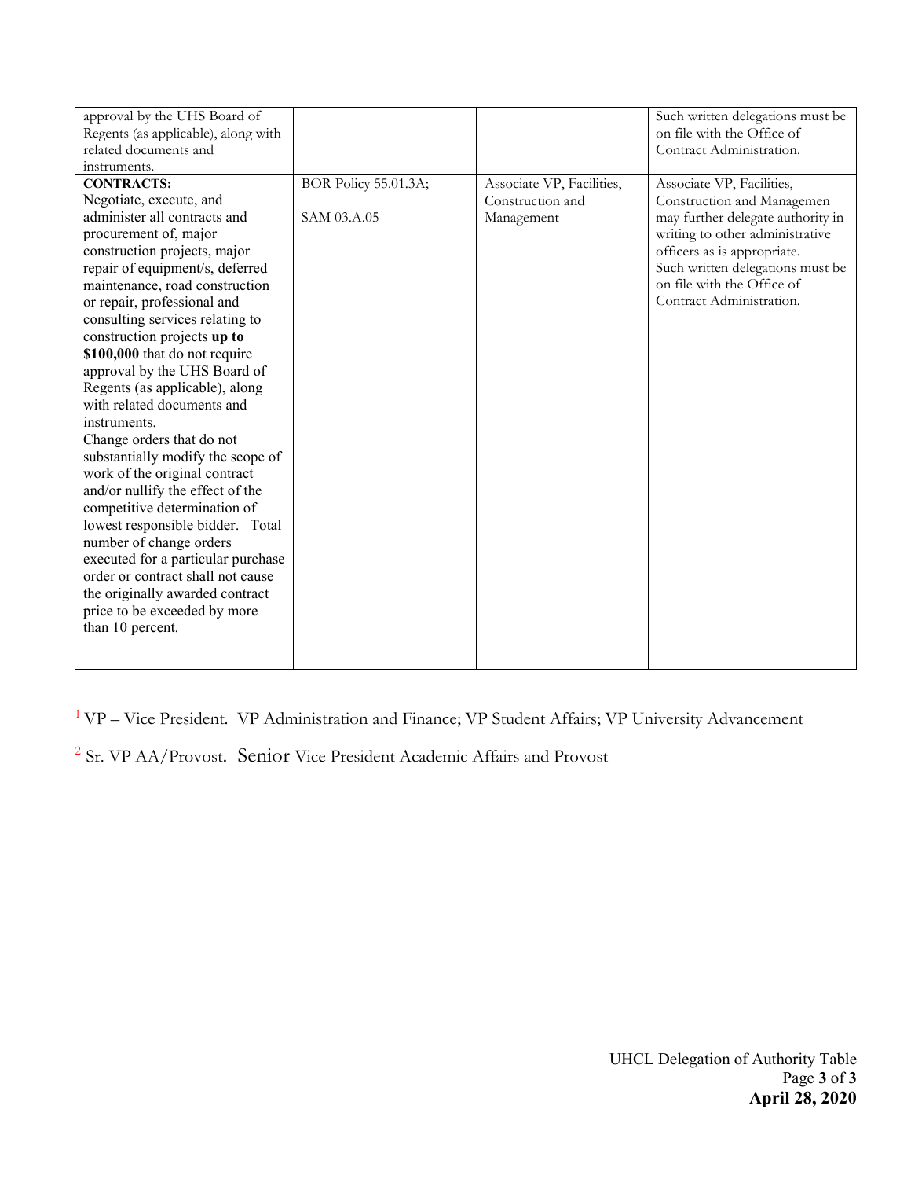| | | | |
|---|---|---|---|
| approval by the UHS Board of Regents (as applicable), along with related documents and instruments. | | | Such written delegations must be on file with the Office of Contract Administration. |
| **CONTRACTS:**<br>Negotiate, execute, and administer all contracts and procurement of, major construction projects, major repair of equipment/s, deferred maintenance, road construction or repair, professional and consulting services relating to construction projects **up to $100,000** that do not require approval by the UHS Board of Regents (as applicable), along with related documents and instruments.<br>Change orders that do not substantially modify the scope of work of the original contract and/or nullify the effect of the competitive determination of lowest responsible bidder. Total number of change orders executed for a particular purchase order or contract shall not cause the originally awarded contract price to be exceeded by more than 10 percent. | BOR Policy 55.01.3A;<br><br>SAM 03.A.05 | Associate VP, Facilities, Construction and Management | Associate VP, Facilities, Construction and Managemen may further delegate authority in writing to other administrative officers as is appropriate. Such written delegations must be on file with the Office of Contract Administration. |

[1] VP – Vice President. VP Administration and Finance; VP Student Affairs; VP University Advancement

[2] Sr. VP AA/Provost. Senior Vice President Academic Affairs and Provost